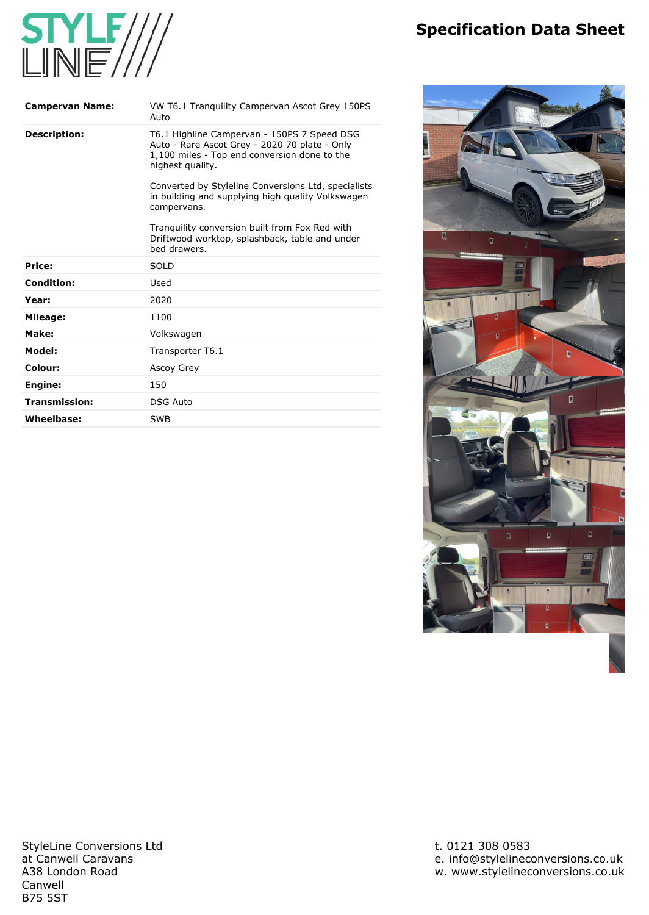# Specification Data Sheet

| | |
|---|---|
| **Campervan Name:** | VW T6.1 Tranquility Campervan Ascot Grey 150PS Auto |
| **Description:** | T6.1 Highline Campervan - 150PS 7 Speed DSG Auto - Rare Ascot Grey - 2020 70 plate - Only 1,100 miles - Top end conversion done to the highest quality.<br><br>Converted by Styleline Conversions Ltd, specialists in building and supplying high quality Volkswagen campervans.<br><br>Tranquility conversion built from Fox Red with Driftwood worktop, splashback, table and under bed drawers. |
| **Price:** | SOLD |
| **Condition:** | Used |
| **Year:** | 2020 |
| **Mileage:** | 1100 |
| **Make:** | Volkswagen |
| **Model:** | Transporter T6.1 |
| **Colour:** | Ascoy Grey |
| **Engine:** | 150 |
| **Transmission:** | DSG Auto |
| **Wheelbase:** | SWB |

StyleLine Conversions Ltd
at Canwell Caravans
A38 London Road
Canwell
B75 5ST

t. 0121 308 0583
e. info@stylelineconversions.co.uk
w. www.stylelineconversions.co.uk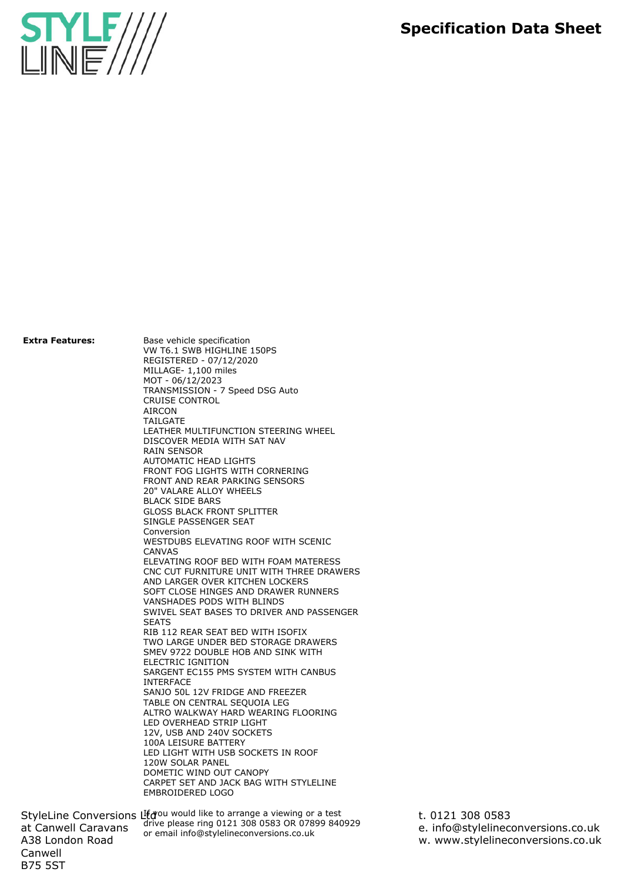# Specification Data Sheet

**Extra Features:**

Base vehicle specification
VW T6.1 SWB HIGHLINE 150PS
REGISTERED - 07/12/2020
MILLAGE- 1,100 miles
MOT - 06/12/2023
TRANSMISSION - 7 Speed DSG Auto
CRUISE CONTROL
AIRCON
TAILGATE
LEATHER MULTIFUNCTION STEERING WHEEL
DISCOVER MEDIA WITH SAT NAV
RAIN SENSOR
AUTOMATIC HEAD LIGHTS
FRONT FOG LIGHTS WITH CORNERING
FRONT AND REAR PARKING SENSORS
20" VALARE ALLOY WHEELS
BLACK SIDE BARS
GLOSS BLACK FRONT SPLITTER
SINGLE PASSENGER SEAT
Conversion
WESTDUBS ELEVATING ROOF WITH SCENIC CANVAS
ELEVATING ROOF BED WITH FOAM MATERESS
CNC CUT FURNITURE UNIT WITH THREE DRAWERS AND LARGER OVER KITCHEN LOCKERS
SOFT CLOSE HINGES AND DRAWER RUNNERS
VANSHADES PODS WITH BLINDS
SWIVEL SEAT BASES TO DRIVER AND PASSENGER SEATS
RIB 112 REAR SEAT BED WITH ISOFIX
TWO LARGE UNDER BED STORAGE DRAWERS
SMEV 9722 DOUBLE HOB AND SINK WITH ELECTRIC IGNITION
SARGENT EC155 PMS SYSTEM WITH CANBUS INTERFACE
SANJO 50L 12V FRIDGE AND FREEZER
TABLE ON CENTRAL SEQUOIA LEG
ALTRO WALKWAY HARD WEARING FLOORING
LED OVERHEAD STRIP LIGHT
12V, USB AND 240V SOCKETS
100A LEISURE BATTERY
LED LIGHT WITH USB SOCKETS IN ROOF
120W SOLAR PANEL
DOMETIC WIND OUT CANOPY
CARPET SET AND JACK BAG WITH STYLELINE EMBROIDERED LOGO

If you would like to arrange a viewing or a test drive please ring 0121 308 0583 OR 07899 840929 or email info@stylelineconversions.co.uk

StyleLine Conversions Ltd
at Canwell Caravans
A38 London Road
Canwell
B75 5ST

t. 0121 308 0583
e. info@stylelineconversions.co.uk
w. www.stylelineconversions.co.uk